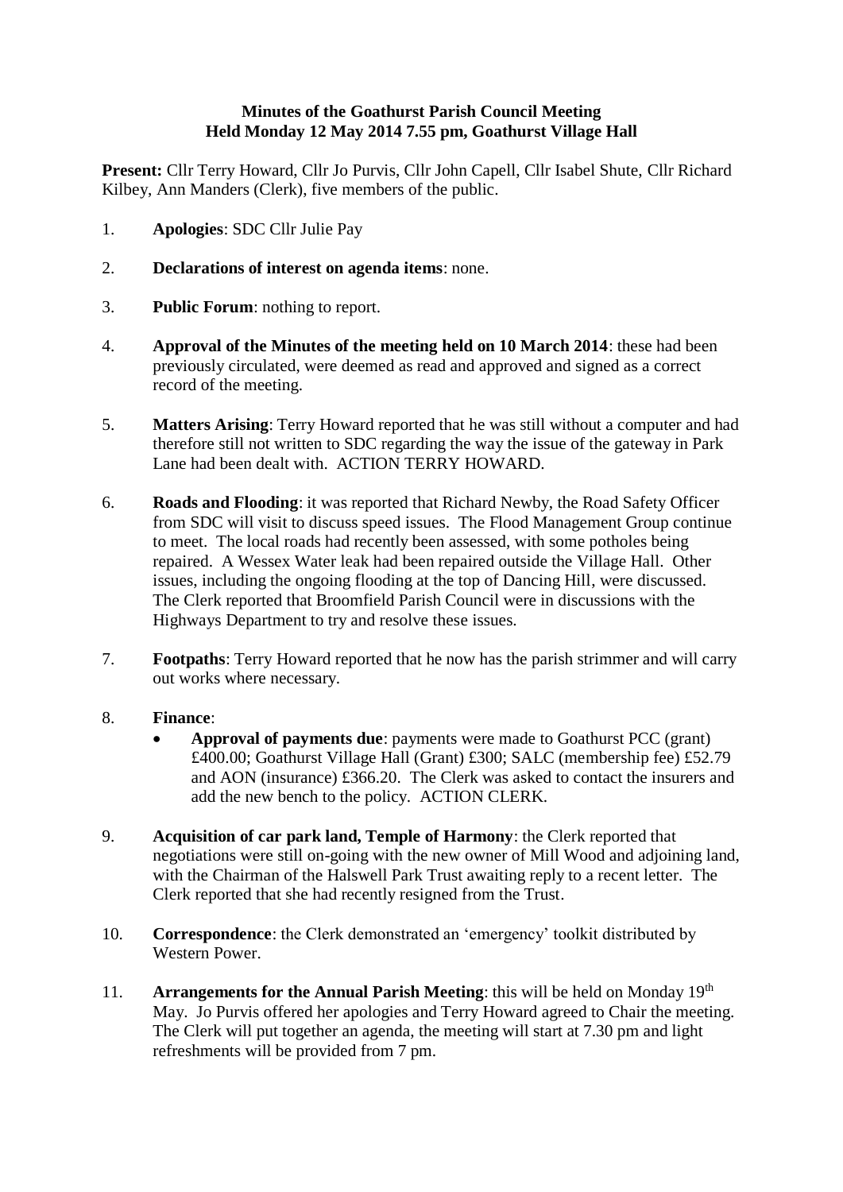**Minutes of the Goathurst Parish Council Meeting**
**Held Monday 12 May 2014 7.55 pm, Goathurst Village Hall**

**Present:** Cllr Terry Howard, Cllr Jo Purvis, Cllr John Capell, Cllr Isabel Shute, Cllr Richard Kilbey, Ann Manders (Clerk), five members of the public.

1. **Apologies**: SDC Cllr Julie Pay

2. **Declarations of interest on agenda items**: none.

3. **Public Forum**: nothing to report.

4. **Approval of the Minutes of the meeting held on 10 March 2014**: these had been previously circulated, were deemed as read and approved and signed as a correct record of the meeting.

5. **Matters Arising**: Terry Howard reported that he was still without a computer and had therefore still not written to SDC regarding the way the issue of the gateway in Park Lane had been dealt with. ACTION TERRY HOWARD.

6. **Roads and Flooding**: it was reported that Richard Newby, the Road Safety Officer from SDC will visit to discuss speed issues. The Flood Management Group continue to meet. The local roads had recently been assessed, with some potholes being repaired. A Wessex Water leak had been repaired outside the Village Hall. Other issues, including the ongoing flooding at the top of Dancing Hill, were discussed. The Clerk reported that Broomfield Parish Council were in discussions with the Highways Department to try and resolve these issues.

7. **Footpaths**: Terry Howard reported that he now has the parish strimmer and will carry out works where necessary.

8. **Finance**:
   - **Approval of payments due**: payments were made to Goathurst PCC (grant) £400.00; Goathurst Village Hall (Grant) £300; SALC (membership fee) £52.79 and AON (insurance) £366.20. The Clerk was asked to contact the insurers and add the new bench to the policy. ACTION CLERK.

9. **Acquisition of car park land, Temple of Harmony**: the Clerk reported that negotiations were still on-going with the new owner of Mill Wood and adjoining land, with the Chairman of the Halswell Park Trust awaiting reply to a recent letter. The Clerk reported that she had recently resigned from the Trust.

10. **Correspondence**: the Clerk demonstrated an 'emergency' toolkit distributed by Western Power.

11. **Arrangements for the Annual Parish Meeting**: this will be held on Monday 19th May. Jo Purvis offered her apologies and Terry Howard agreed to Chair the meeting. The Clerk will put together an agenda, the meeting will start at 7.30 pm and light refreshments will be provided from 7 pm.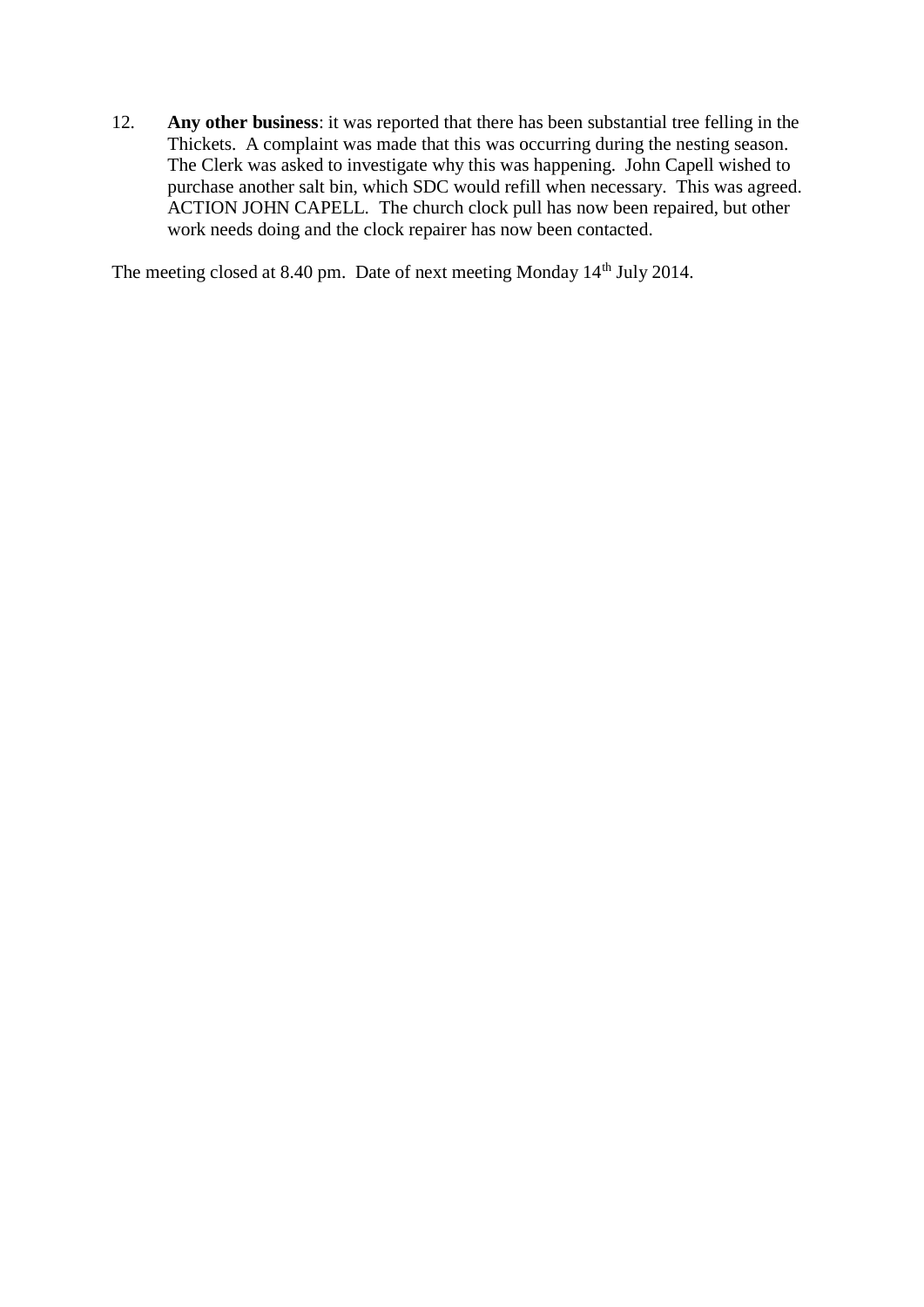12. **Any other business**: it was reported that there has been substantial tree felling in the Thickets. A complaint was made that this was occurring during the nesting season. The Clerk was asked to investigate why this was happening. John Capell wished to purchase another salt bin, which SDC would refill when necessary. This was agreed. ACTION JOHN CAPELL. The church clock pull has now been repaired, but other work needs doing and the clock repairer has now been contacted.

The meeting closed at 8.40 pm. Date of next meeting Monday 14th July 2014.